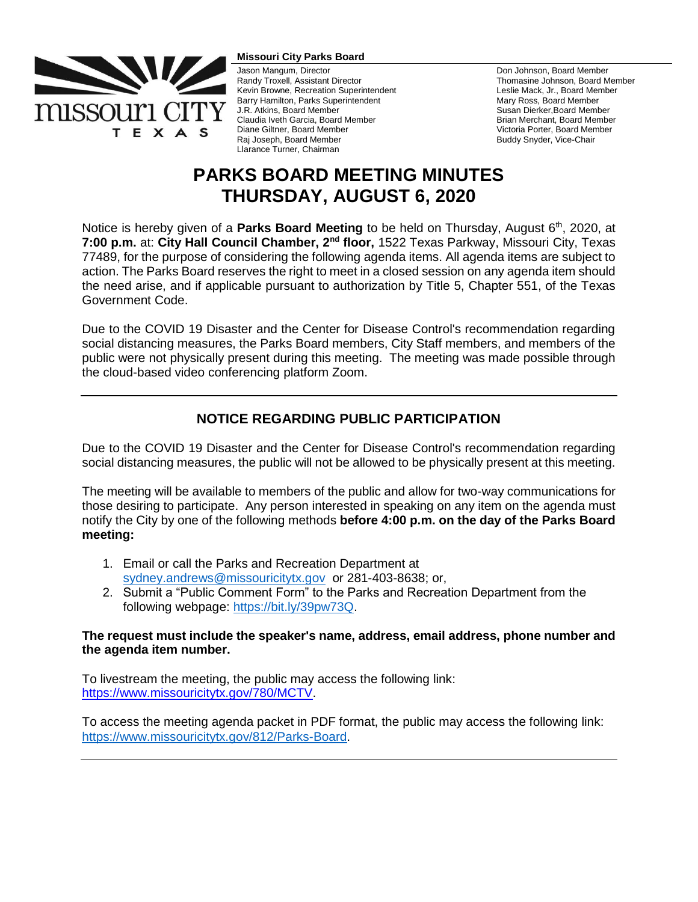**Missouri City Parks Board**

Jason Mangum, Director
Randy Troxell, Assistant Director
Kevin Browne, Recreation Superintendent
Barry Hamilton, Parks Superintendent
J.R. Atkins, Board Member
Claudia Iveth Garcia, Board Member
Diane Giltner, Board Member
Raj Joseph, Board Member
Llarance Turner, Chairman

Don Johnson, Board Member
Thomasine Johnson, Board Member
Leslie Mack, Jr., Board Member
Mary Ross, Board Member
Susan Dierker,Board Member
Brian Merchant, Board Member
Victoria Porter, Board Member
Buddy Snyder, Vice-Chair

# PARKS BOARD MEETING MINUTES
# THURSDAY, AUGUST 6, 2020

Notice is hereby given of a **Parks Board Meeting** to be held on Thursday, August 6th, 2020, at **7:00 p.m.** at: **City Hall Council Chamber, 2nd floor,** 1522 Texas Parkway, Missouri City, Texas 77489, for the purpose of considering the following agenda items. All agenda items are subject to action. The Parks Board reserves the right to meet in a closed session on any agenda item should the need arise, and if applicable pursuant to authorization by Title 5, Chapter 551, of the Texas Government Code.

Due to the COVID 19 Disaster and the Center for Disease Control's recommendation regarding social distancing measures, the Parks Board members, City Staff members, and members of the public were not physically present during this meeting. The meeting was made possible through the cloud-based video conferencing platform Zoom.

---

## NOTICE REGARDING PUBLIC PARTICIPATION

Due to the COVID 19 Disaster and the Center for Disease Control's recommendation regarding social distancing measures, the public will not be allowed to be physically present at this meeting.

The meeting will be available to members of the public and allow for two-way communications for those desiring to participate. Any person interested in speaking on any item on the agenda must notify the City by one of the following methods **before 4:00 p.m. on the day of the Parks Board meeting:**

1. Email or call the Parks and Recreation Department at sydney.andrews@missouricitytx.gov or 281-403-8638; or,
2. Submit a "Public Comment Form" to the Parks and Recreation Department from the following webpage: https://bit.ly/39pw73Q.

**The request must include the speaker's name, address, email address, phone number and the agenda item number.**

To livestream the meeting, the public may access the following link: https://www.missouricitytx.gov/780/MCTV.

To access the meeting agenda packet in PDF format, the public may access the following link: https://www.missouricitytx.gov/812/Parks-Board.

---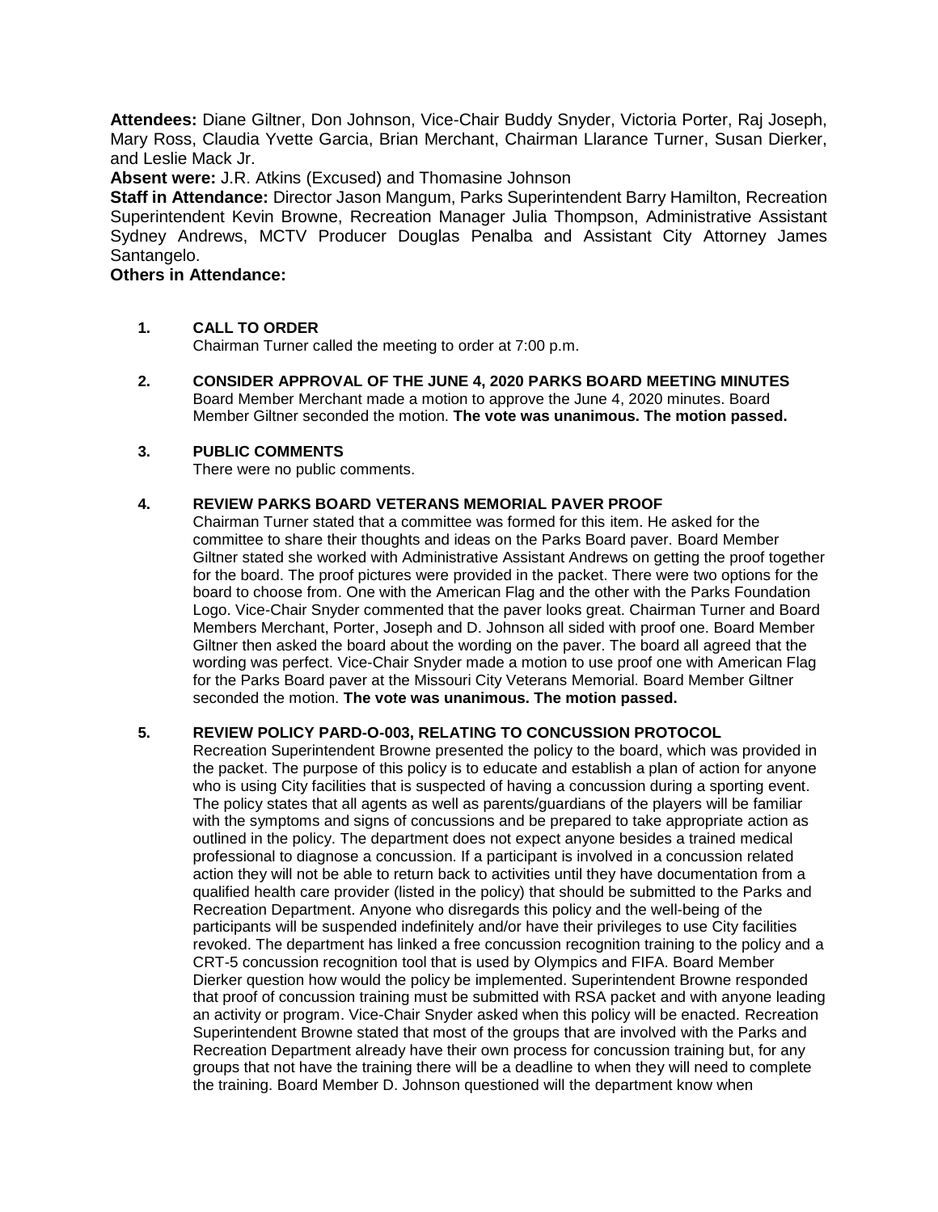**Attendees:** Diane Giltner, Don Johnson, Vice-Chair Buddy Snyder, Victoria Porter, Raj Joseph, Mary Ross, Claudia Yvette Garcia, Brian Merchant, Chairman Llarance Turner, Susan Dierker, and Leslie Mack Jr.

**Absent were:** J.R. Atkins (Excused) and Thomasine Johnson

**Staff in Attendance:** Director Jason Mangum, Parks Superintendent Barry Hamilton, Recreation Superintendent Kevin Browne, Recreation Manager Julia Thompson, Administrative Assistant Sydney Andrews, MCTV Producer Douglas Penalba and Assistant City Attorney James Santangelo.

**Others in Attendance:**

1. **CALL TO ORDER**
   Chairman Turner called the meeting to order at 7:00 p.m.

2. **CONSIDER APPROVAL OF THE JUNE 4, 2020 PARKS BOARD MEETING MINUTES**
   Board Member Merchant made a motion to approve the June 4, 2020 minutes. Board Member Giltner seconded the motion. **The vote was unanimous. The motion passed.**

3. **PUBLIC COMMENTS**
   There were no public comments.

4. **REVIEW PARKS BOARD VETERANS MEMORIAL PAVER PROOF**
   Chairman Turner stated that a committee was formed for this item. He asked for the committee to share their thoughts and ideas on the Parks Board paver. Board Member Giltner stated she worked with Administrative Assistant Andrews on getting the proof together for the board. The proof pictures were provided in the packet. There were two options for the board to choose from. One with the American Flag and the other with the Parks Foundation Logo. Vice-Chair Snyder commented that the paver looks great. Chairman Turner and Board Members Merchant, Porter, Joseph and D. Johnson all sided with proof one. Board Member Giltner then asked the board about the wording on the paver. The board all agreed that the wording was perfect. Vice-Chair Snyder made a motion to use proof one with American Flag for the Parks Board paver at the Missouri City Veterans Memorial. Board Member Giltner seconded the motion. **The vote was unanimous. The motion passed.**

5. **REVIEW POLICY PARD-O-003, RELATING TO CONCUSSION PROTOCOL**
   Recreation Superintendent Browne presented the policy to the board, which was provided in the packet. The purpose of this policy is to educate and establish a plan of action for anyone who is using City facilities that is suspected of having a concussion during a sporting event. The policy states that all agents as well as parents/guardians of the players will be familiar with the symptoms and signs of concussions and be prepared to take appropriate action as outlined in the policy. The department does not expect anyone besides a trained medical professional to diagnose a concussion. If a participant is involved in a concussion related action they will not be able to return back to activities until they have documentation from a qualified health care provider (listed in the policy) that should be submitted to the Parks and Recreation Department. Anyone who disregards this policy and the well-being of the participants will be suspended indefinitely and/or have their privileges to use City facilities revoked. The department has linked a free concussion recognition training to the policy and a CRT-5 concussion recognition tool that is used by Olympics and FIFA. Board Member Dierker question how would the policy be implemented. Superintendent Browne responded that proof of concussion training must be submitted with RSA packet and with anyone leading an activity or program. Vice-Chair Snyder asked when this policy will be enacted. Recreation Superintendent Browne stated that most of the groups that are involved with the Parks and Recreation Department already have their own process for concussion training but, for any groups that not have the training there will be a deadline to when they will need to complete the training. Board Member D. Johnson questioned will the department know when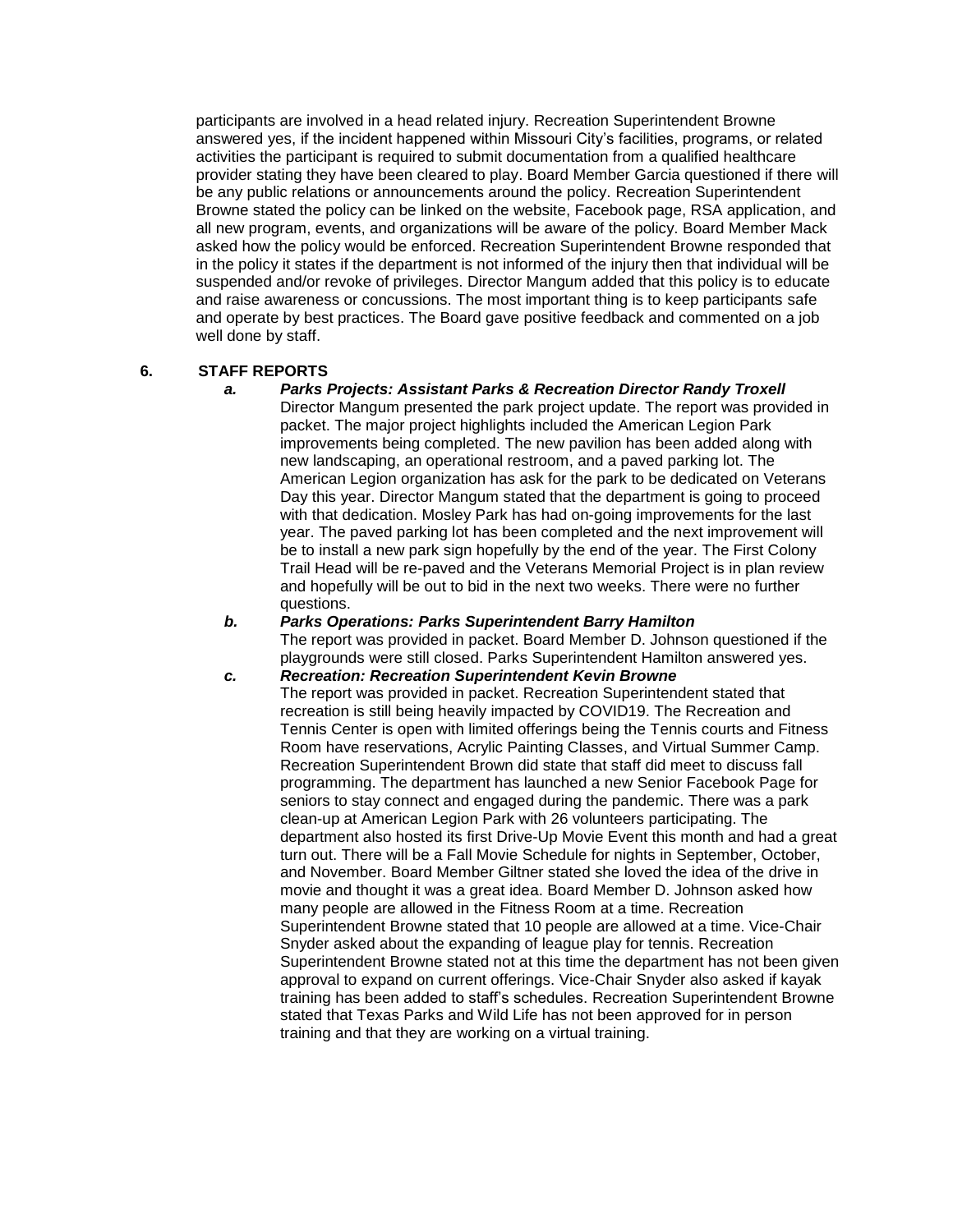participants are involved in a head related injury. Recreation Superintendent Browne answered yes, if the incident happened within Missouri City's facilities, programs, or related activities the participant is required to submit documentation from a qualified healthcare provider stating they have been cleared to play. Board Member Garcia questioned if there will be any public relations or announcements around the policy. Recreation Superintendent Browne stated the policy can be linked on the website, Facebook page, RSA application, and all new program, events, and organizations will be aware of the policy. Board Member Mack asked how the policy would be enforced. Recreation Superintendent Browne responded that in the policy it states if the department is not informed of the injury then that individual will be suspended and/or revoke of privileges. Director Mangum added that this policy is to educate and raise awareness or concussions. The most important thing is to keep participants safe and operate by best practices. The Board gave positive feedback and commented on a job well done by staff.

**6. STAFF REPORTS**

***a. Parks Projects: Assistant Parks & Recreation Director Randy Troxell***

Director Mangum presented the park project update. The report was provided in packet. The major project highlights included the American Legion Park improvements being completed. The new pavilion has been added along with new landscaping, an operational restroom, and a paved parking lot. The American Legion organization has ask for the park to be dedicated on Veterans Day this year. Director Mangum stated that the department is going to proceed with that dedication. Mosley Park has had on-going improvements for the last year. The paved parking lot has been completed and the next improvement will be to install a new park sign hopefully by the end of the year. The First Colony Trail Head will be re-paved and the Veterans Memorial Project is in plan review and hopefully will be out to bid in the next two weeks. There were no further questions.

***b. Parks Operations: Parks Superintendent Barry Hamilton***

The report was provided in packet. Board Member D. Johnson questioned if the playgrounds were still closed. Parks Superintendent Hamilton answered yes.

***c. Recreation: Recreation Superintendent Kevin Browne***

The report was provided in packet. Recreation Superintendent stated that recreation is still being heavily impacted by COVID19. The Recreation and Tennis Center is open with limited offerings being the Tennis courts and Fitness Room have reservations, Acrylic Painting Classes, and Virtual Summer Camp. Recreation Superintendent Brown did state that staff did meet to discuss fall programming. The department has launched a new Senior Facebook Page for seniors to stay connect and engaged during the pandemic. There was a park clean-up at American Legion Park with 26 volunteers participating. The department also hosted its first Drive-Up Movie Event this month and had a great turn out. There will be a Fall Movie Schedule for nights in September, October, and November. Board Member Giltner stated she loved the idea of the drive in movie and thought it was a great idea. Board Member D. Johnson asked how many people are allowed in the Fitness Room at a time. Recreation Superintendent Browne stated that 10 people are allowed at a time. Vice-Chair Snyder asked about the expanding of league play for tennis. Recreation Superintendent Browne stated not at this time the department has not been given approval to expand on current offerings. Vice-Chair Snyder also asked if kayak training has been added to staff's schedules. Recreation Superintendent Browne stated that Texas Parks and Wild Life has not been approved for in person training and that they are working on a virtual training.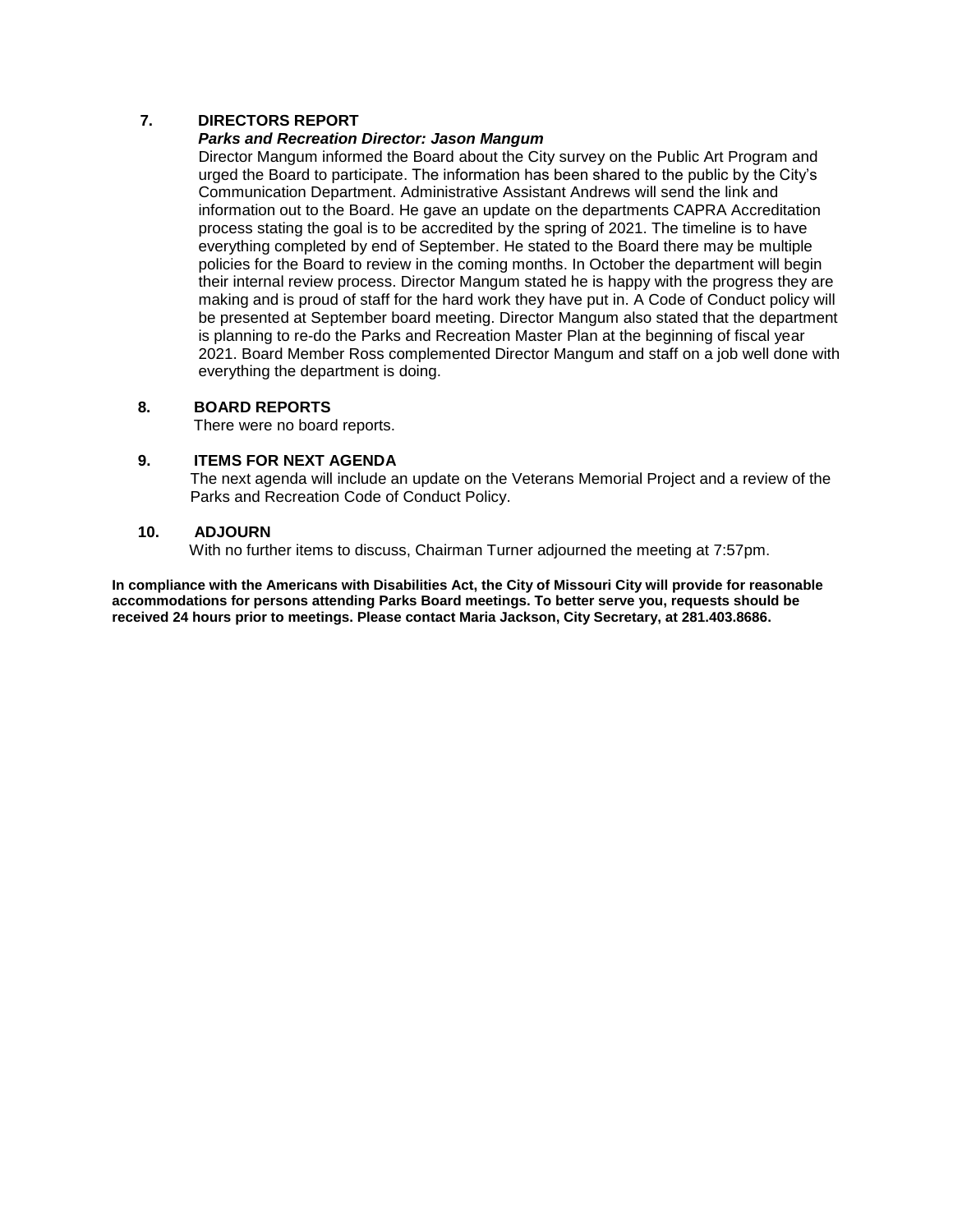7. **DIRECTORS REPORT**

***Parks and Recreation Director: Jason Mangum***

Director Mangum informed the Board about the City survey on the Public Art Program and urged the Board to participate. The information has been shared to the public by the City's Communication Department. Administrative Assistant Andrews will send the link and information out to the Board. He gave an update on the departments CAPRA Accreditation process stating the goal is to be accredited by the spring of 2021. The timeline is to have everything completed by end of September. He stated to the Board there may be multiple policies for the Board to review in the coming months. In October the department will begin their internal review process. Director Mangum stated he is happy with the progress they are making and is proud of staff for the hard work they have put in. A Code of Conduct policy will be presented at September board meeting. Director Mangum also stated that the department is planning to re-do the Parks and Recreation Master Plan at the beginning of fiscal year 2021. Board Member Ross complemented Director Mangum and staff on a job well done with everything the department is doing.

8. **BOARD REPORTS**

There were no board reports.

9. **ITEMS FOR NEXT AGENDA**

The next agenda will include an update on the Veterans Memorial Project and a review of the Parks and Recreation Code of Conduct Policy.

10. **ADJOURN**

With no further items to discuss, Chairman Turner adjourned the meeting at 7:57pm.

**In compliance with the Americans with Disabilities Act, the City of Missouri City will provide for reasonable accommodations for persons attending Parks Board meetings. To better serve you, requests should be received 24 hours prior to meetings. Please contact Maria Jackson, City Secretary, at 281.403.8686.**